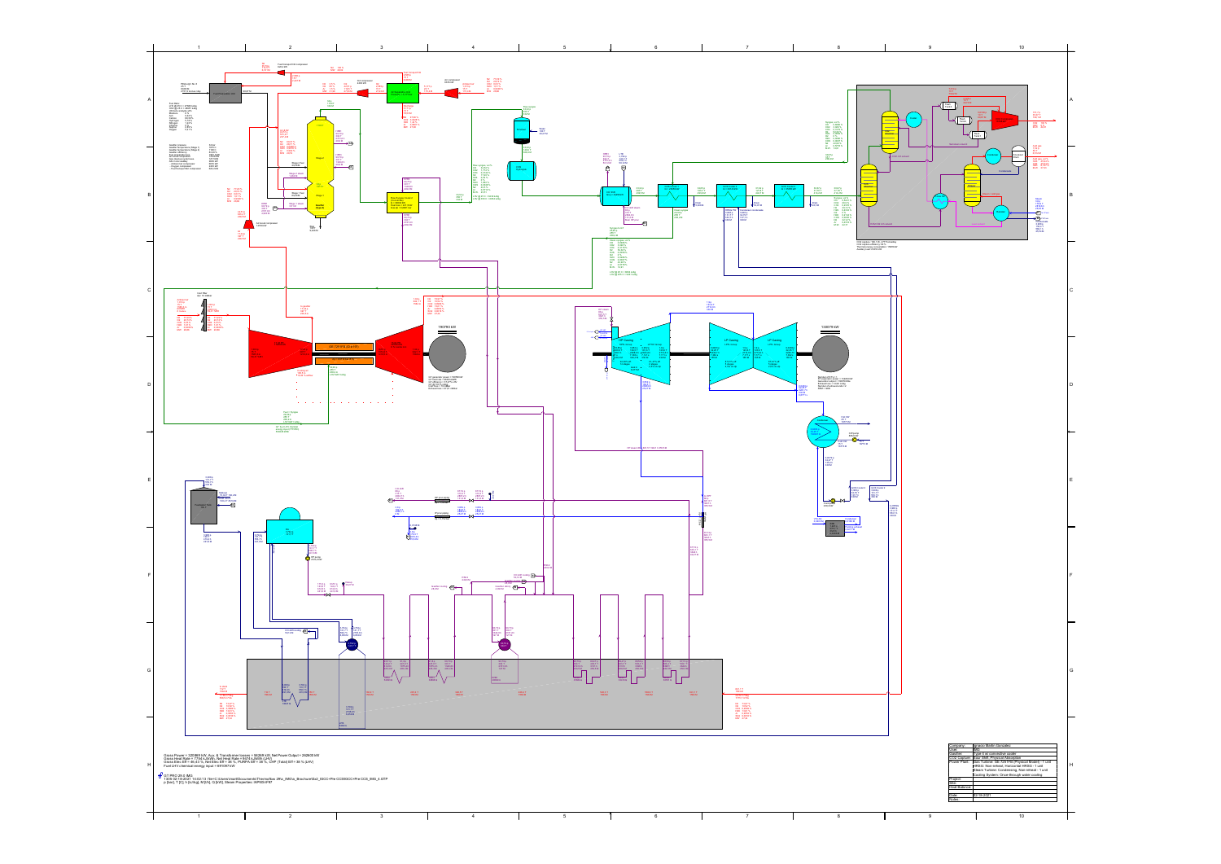Gross Power = 520869 kW, Aux. & Transformer losses = 56269 kW, Net Power Output = 292600 kW
Gross Heat Rate = 7744 kJ/kWh, Net Heat Rate = 9374 kJ/kWh (LHV)
Gross Elec Eff = 46.44 %, Net Elec Eff = 38 %, PURPA Eff = 38 %, CHP (Total) Eff = 38 % (LHV)
Fuel LHV chemical energy input = 891097 kW

GT PRO 28.0 IMG
1309 02-18-2021 14:02:13 file=C:\Users\mark\Documents\ThermoFlow 28\u_IMG\a_Brochure\Ex2_IGCC+Pre CCS\IGCC+Pre CCS_IMG_4.GTP
p [bar], T [C], h [kJ/kg], M [t/h], Q [kW], Steam Properties: IAPWS-IF97

| | |
|---|---|
| Company | Ernesto Martin Gonzalez |
| Client | IMG |
| Case/Site | Type 4 w/ convection cooler |
| CO2 Capture | Post (NA) - Physical Adsorption |
| Power Plant | Gas Turbine: GE 7251FB (Physical Model) - 1 unit; HRSG: Non-reheat, Horizontal HRSG - 1 unit; Steam Turbine: Condensing, Non-reheat - 1 unit; Cooling System: Once-through water cooling |
| Project | |
| Unit | |
| Heat Balance | |
| Date | 02-18-2021 |
| Notes | |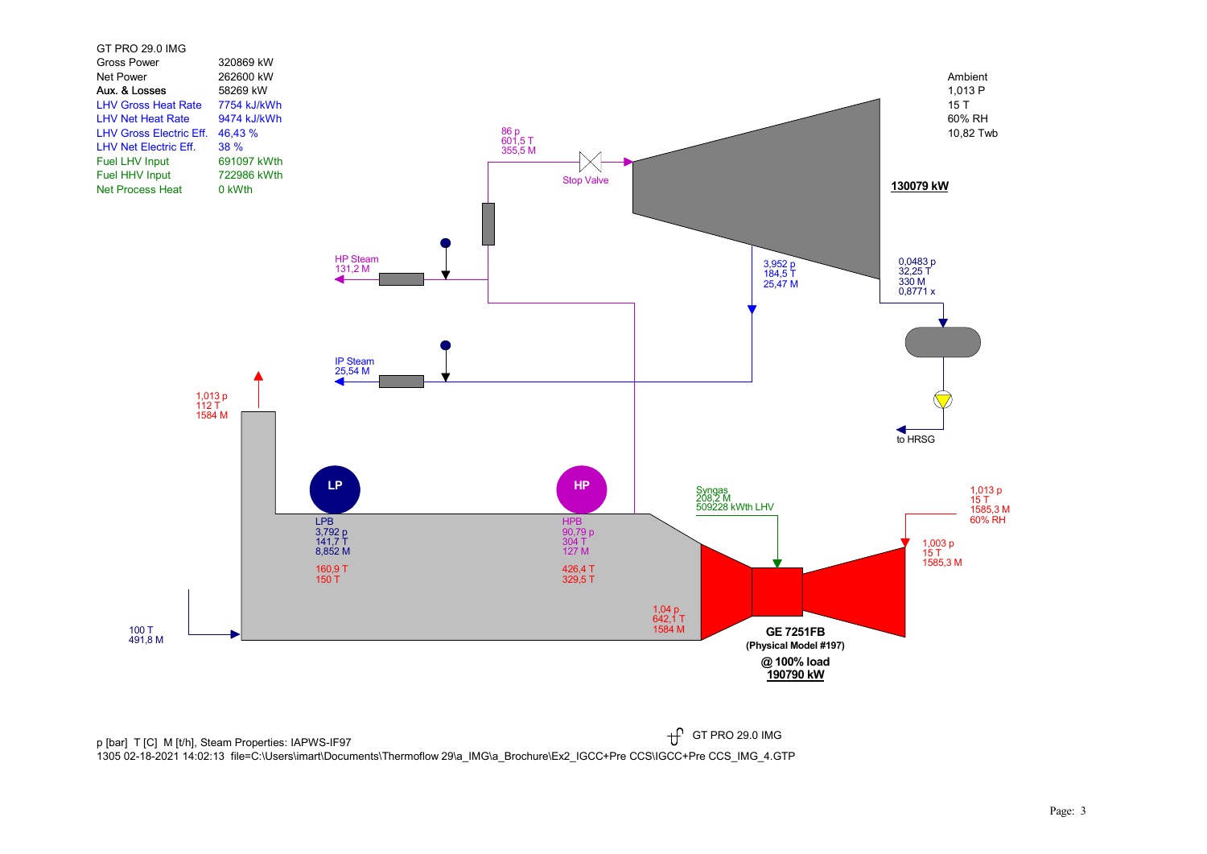GT PRO 29.0 IMG

| | |
|---|---|
| Gross Power | 320869 kW |
| Net Power | 262600 kW |
| Aux. & Losses | 58269 kW |
| LHV Gross Heat Rate | 7754 kJ/kWh |
| LHV Net Heat Rate | 9474 kJ/kWh |
| LHV Gross Electric Eff. | 46,43 % |
| LHV Net Electric Eff. | 38 % |
| Fuel LHV Input | 691097 kWth |
| Fuel HHV Input | 722986 kWth |
| Net Process Heat | 0 kWth |

Ambient
1,013 P
15 T
60% RH
10,82 Twb

86 p
601,5 T
355,5 M

Stop Valve

**130079 kW**

HP Steam
131,2 M

3,952 p
184,5 T
25,47 M

0,0483 p
32,25 T
330 M
0,8771 x

IP Steam
25,54 M

to HRSG

1,013 p
112 T
1584 M

LP

HP

LPB
3,792 p
141,7 T
8,852 M

160,9 T
150 T

HPB
90,79 p
304 T
127 M

426,4 T
329,5 T

Syngas
208,2 M
509228 kWth LHV

1,013 p
15 T
1585,3 M
60% RH

1,003 p
15 T
1585,3 M

1,04 p
642,1 T
1584 M

100 T
491,8 M

**GE 7251FB**
**(Physical Model #197)**
**@ 100% load**
**190790 kW**

p [bar] T [C] M [t/h], Steam Properties: IAPWS-IF97
1305 02-18-2021 14:02:13 file=C:\Users\imart\Documents\Thermoflow 29\a_IMG\a_Brochure\Ex2_IGCC+Pre CCS\IGCC+Pre CCS_IMG_4.GTP

GT PRO 29.0 IMG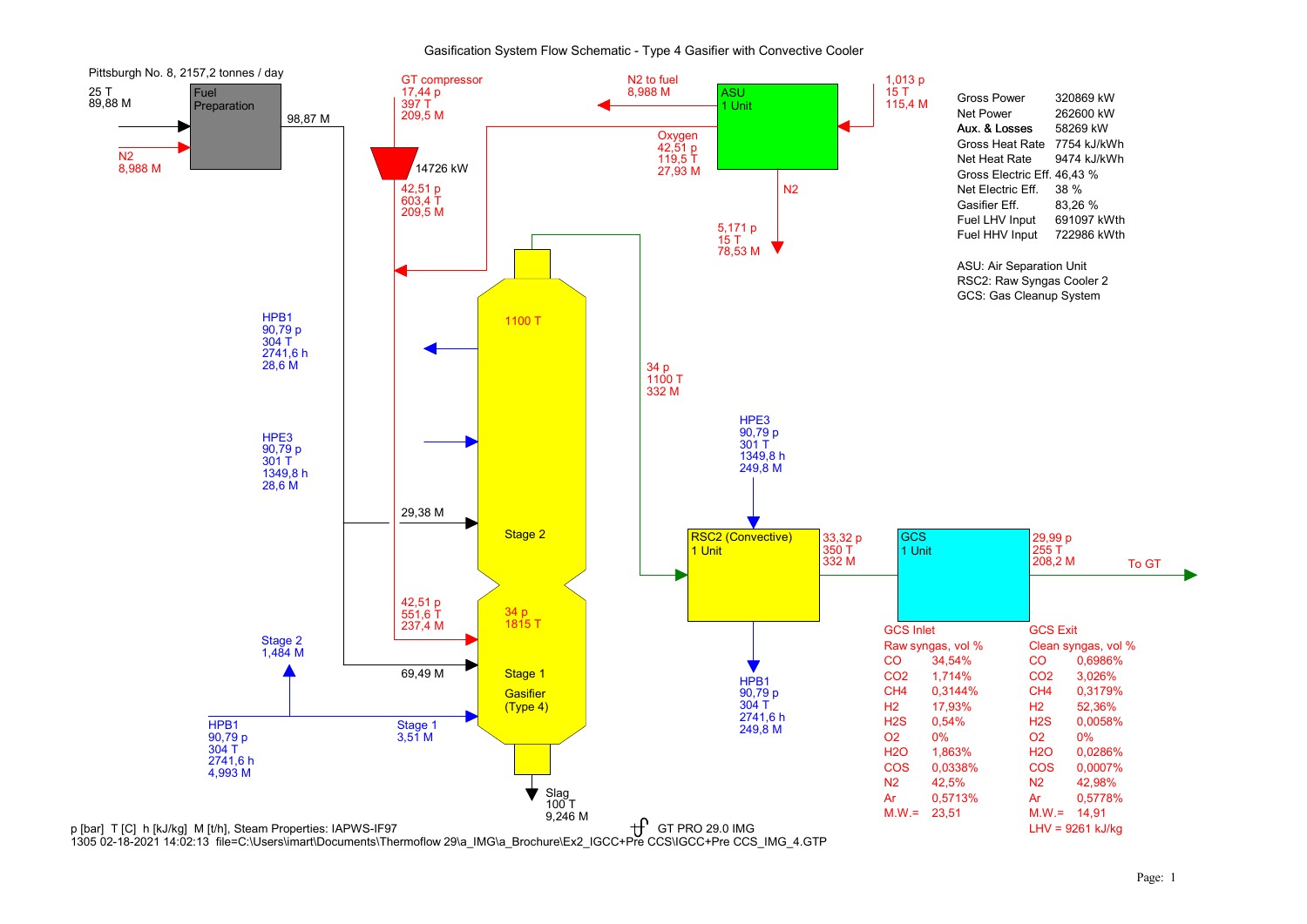# Gasification System Flow Schematic - Type 4 Gasifier with Convective Cooler

Pittsburgh No. 8, 2157,2 tonnes / day

25 T
89,88 M

N2
8,988 M

Fuel Preparation

98,87 M

GT compressor
17,44 p
397 T
209,5 M

14726 kW

42,51 p
603,4 T
209,5 M

N2 to fuel
8,988 M

ASU
1 Unit

1,013 p
15 T
115,4 M

Oxygen
42,51 p
119,5 T
27,93 M

N2

5,171 p
15 T
78,53 M

| | |
|---|---|
| Gross Power | 320869 kW |
| Net Power | 262600 kW |
| **Aux. & Losses** | 58269 kW |
| Gross Heat Rate | 7754 kJ/kWh |
| Net Heat Rate | 9474 kJ/kWh |
| Gross Electric Eff. | 46,43 % |
| Net Electric Eff. | 38 % |
| Gasifier Eff. | 83,26 % |
| Fuel LHV Input | 691097 kWth |
| Fuel HHV Input | 722986 kWth |

ASU: Air Separation Unit
RSC2: Raw Syngas Cooler 2
GCS: Gas Cleanup System

1100 T

HPB1
90,79 p
304 T
2741,6 h
28,6 M

HPE3
90,79 p
301 T
1349,8 h
28,6 M

34 p
1100 T
332 M

HPE3
90,79 p
301 T
1349,8 h
249,8 M

29,38 M

Stage 2

RSC2 (Convective)
1 Unit

33,32 p
350 T
332 M

GCS
1 Unit

29,99 p
255 T
208,2 M

To GT

42,51 p
551,6 T
237,4 M

34 p
1815 T

Stage 2
1,484 M

69,49 M

Stage 1

Gasifier
(Type 4)

HPB1
90,79 p
304 T
2741,6 h
249,8 M

HPB1
90,79 p
304 T
2741,6 h
4,993 M

Stage 1
3,51 M

Slag
100 T
9,246 M

| GCS Inlet | | GCS Exit | |
|---|---|---|---|
| Raw syngas, vol % | | Clean syngas, vol % | |
| CO | 34,54% | CO | 0,6986% |
| CO2 | 1,714% | CO2 | 3,026% |
| CH4 | 0,3144% | CH4 | 0,3179% |
| H2 | 17,93% | H2 | 52,36% |
| H2S | 0,54% | H2S | 0,0058% |
| O2 | 0% | O2 | 0% |
| H2O | 1,863% | H2O | 0,0286% |
| COS | 0,0338% | COS | 0,0007% |
| N2 | 42,5% | N2 | 42,98% |
| Ar | 0,5713% | Ar | 0,5778% |
| M.W.= | 23,51 | M.W.= | 14,91 |
| | | LHV = 9261 kJ/kg | |

p [bar] T [C] h [kJ/kg] M [t/h], Steam Properties: IAPWS-IF97

GT PRO 29.0 IMG

1305 02-18-2021 14:02:13 file=C:\Users\imart\Documents\Thermoflow 29\a_IMG\a_Brochure\Ex2_IGCC+Pre CCS\IGCC+Pre CCS_IMG_4.GTP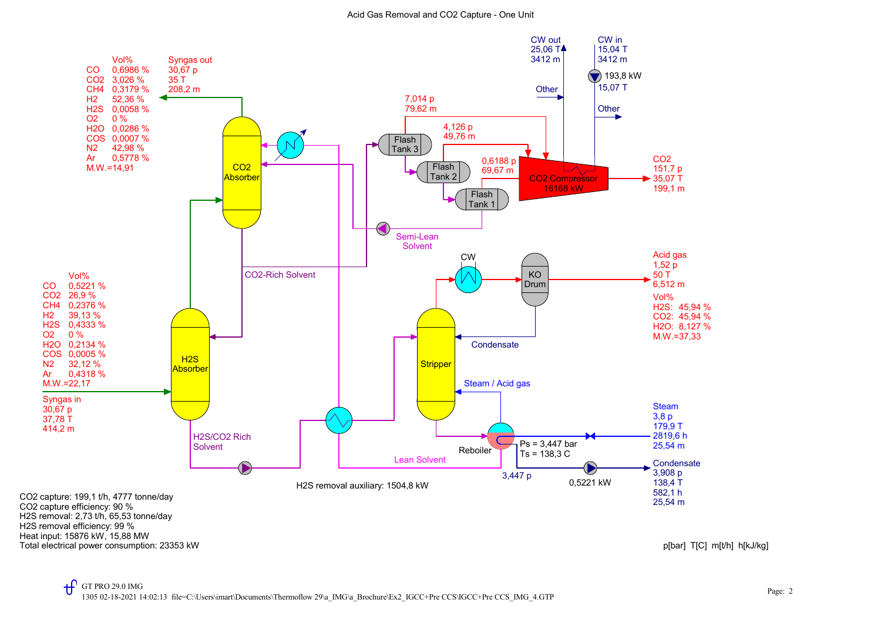# Acid Gas Removal and CO2 Capture - One Unit

Vol%
CO 0,6986 %
CO2 3,026 %
CH4 0,3179 %
H2 52,36 %
H2S 0,0058 %
O2 0 %
H2O 0,0286 %
COS 0,0007 %
N2 42,98 %
Ar 0,5778 %
M.W.=14,91

Syngas out
30,67 p
35 T
208,2 m

CO2 Absorber

7,014 p
79,62 m

4,126 p
49,76 m

0,6188 p
69,67 m

Flash Tank 3
Flash Tank 2
Flash Tank 1

CW out
25,06 T
3412 m

CW in
15,04 T
3412 m

193,8 kW
15,07 T

Other
Other

CO2 Compressor
16168 kW

CO2
151,7 p
35,07 T
199,1 m

Semi-Lean Solvent

CO2-Rich Solvent

CW

KO Drum

Acid gas
1,52 p
50 T
6,512 m
Vol%
H2S: 45,94 %
CO2: 45,94 %
H2O: 8,127 %
M.W.=37,33

Vol%
CO 0,5221 %
CO2 26,9 %
CH4 0,2376 %
H2 39,13 %
H2S 0,4333 %
O2 0 %
H2O 0,2134 %
COS 0,0005 %
N2 32,12 %
Ar 0,4318 %
M.W.=22,17

Syngas in
30,67 p
37,78 T
414,2 m

H2S Absorber

Condensate

Stripper

Steam / Acid gas

Steam
3,8 p
179,9 T
2819,6 h
25,54 m

Reboiler

Ps = 3,447 bar
Ts = 138,3 C

H2S/CO2 Rich Solvent

Lean Solvent

3,447 p

0,5221 kW

Condensate
3,908 p
138,4 T
582,1 h
25,54 m

H2S removal auxiliary: 1504,8 kW

CO2 capture: 199,1 t/h, 4777 tonne/day
CO2 capture efficiency: 90 %
H2S removal: 2,73 t/h, 65,53 tonne/day
H2S removal efficiency: 99 %
Heat input: 15876 kW, 15,88 MW
Total electrical power consumption: 23353 kW

p[bar] T[C] m[t/h] h[kJ/kg]

GT PRO 29.0 IMG
1305 02-18-2021 14:02:13 file=C:\Users\imart\Documents\Thermoflow 29\a_IMG\a_Brochure\Ex2_IGCC+Pre CCS\IGCC+Pre CCS_IMG_4.GTP